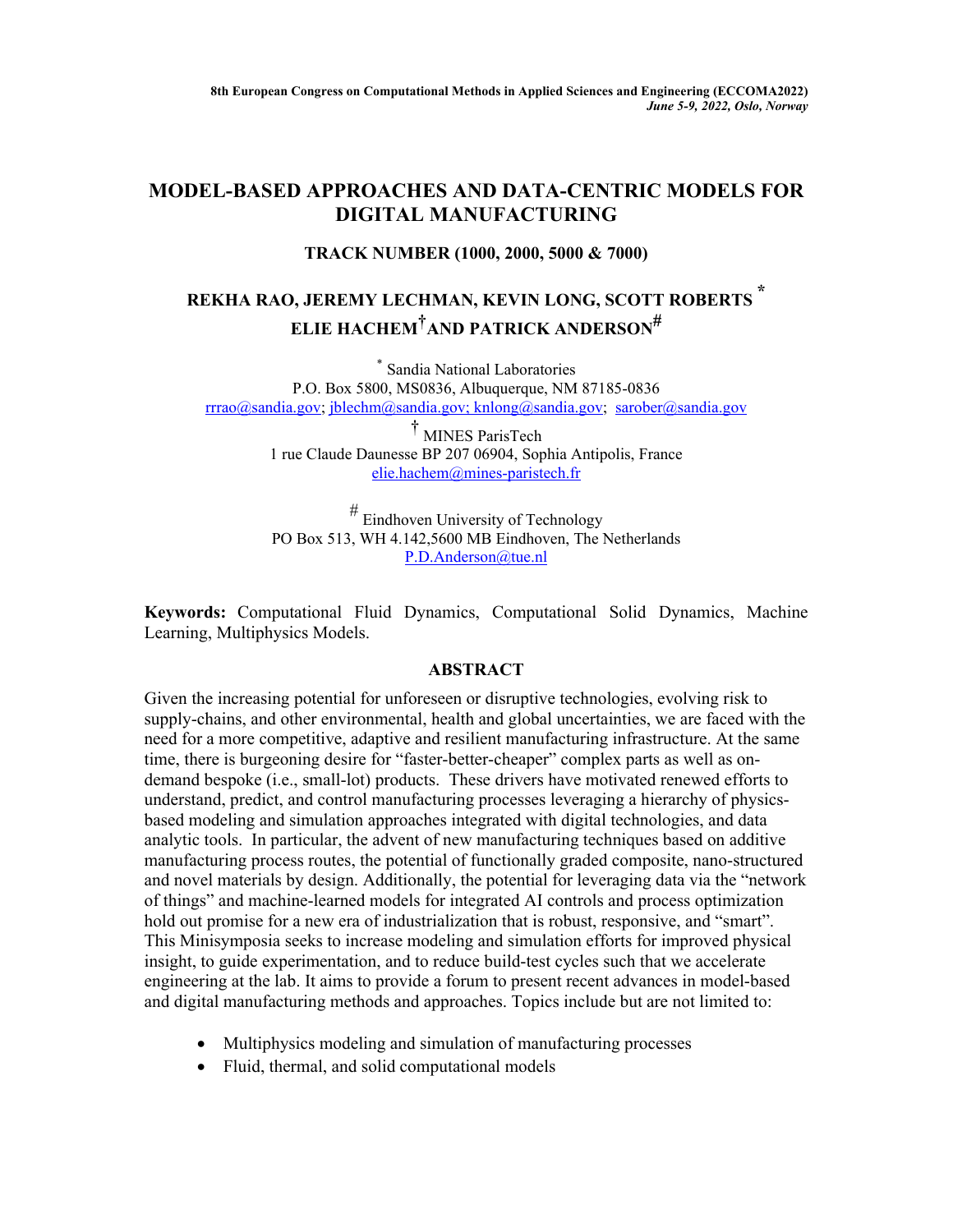8th European Congress on Computational Methods in Applied Sciences and Engineering (ECCOMA2022)
*June 5-9, 2022, Oslo, Norway*

# MODEL-BASED APPROACHES AND DATA-CENTRIC MODELS FOR DIGITAL MANUFACTURING

## TRACK NUMBER (1000, 2000, 5000 & 7000)

**REKHA RAO, JEREMY LECHMAN, KEVIN LONG, SCOTT ROBERTS [*] ELIE HACHEM[†] AND PATRICK ANDERSON[#]**

[*] Sandia National Laboratories
P.O. Box 5800, MS0836, Albuquerque, NM 87185-0836
rrrao@sandia.gov; jblechm@sandia.gov; knlong@sandia.gov; sarober@sandia.gov

[†] MINES ParisTech
1 rue Claude Daunesse BP 207 06904, Sophia Antipolis, France
elie.hachem@mines-paristech.fr

[#] Eindhoven University of Technology
PO Box 513, WH 4.142,5600 MB Eindhoven, The Netherlands
P.D.Anderson@tue.nl

**Keywords:** Computational Fluid Dynamics, Computational Solid Dynamics, Machine Learning, Multiphysics Models.

## ABSTRACT

Given the increasing potential for unforeseen or disruptive technologies, evolving risk to supply-chains, and other environmental, health and global uncertainties, we are faced with the need for a more competitive, adaptive and resilient manufacturing infrastructure. At the same time, there is burgeoning desire for "faster-better-cheaper" complex parts as well as on-demand bespoke (i.e., small-lot) products. These drivers have motivated renewed efforts to understand, predict, and control manufacturing processes leveraging a hierarchy of physics-based modeling and simulation approaches integrated with digital technologies, and data analytic tools. In particular, the advent of new manufacturing techniques based on additive manufacturing process routes, the potential of functionally graded composite, nano-structured and novel materials by design. Additionally, the potential for leveraging data via the "network of things" and machine-learned models for integrated AI controls and process optimization hold out promise for a new era of industrialization that is robust, responsive, and "smart". This Minisymposia seeks to increase modeling and simulation efforts for improved physical insight, to guide experimentation, and to reduce build-test cycles such that we accelerate engineering at the lab. It aims to provide a forum to present recent advances in model-based and digital manufacturing methods and approaches. Topics include but are not limited to:

- Multiphysics modeling and simulation of manufacturing processes
- Fluid, thermal, and solid computational models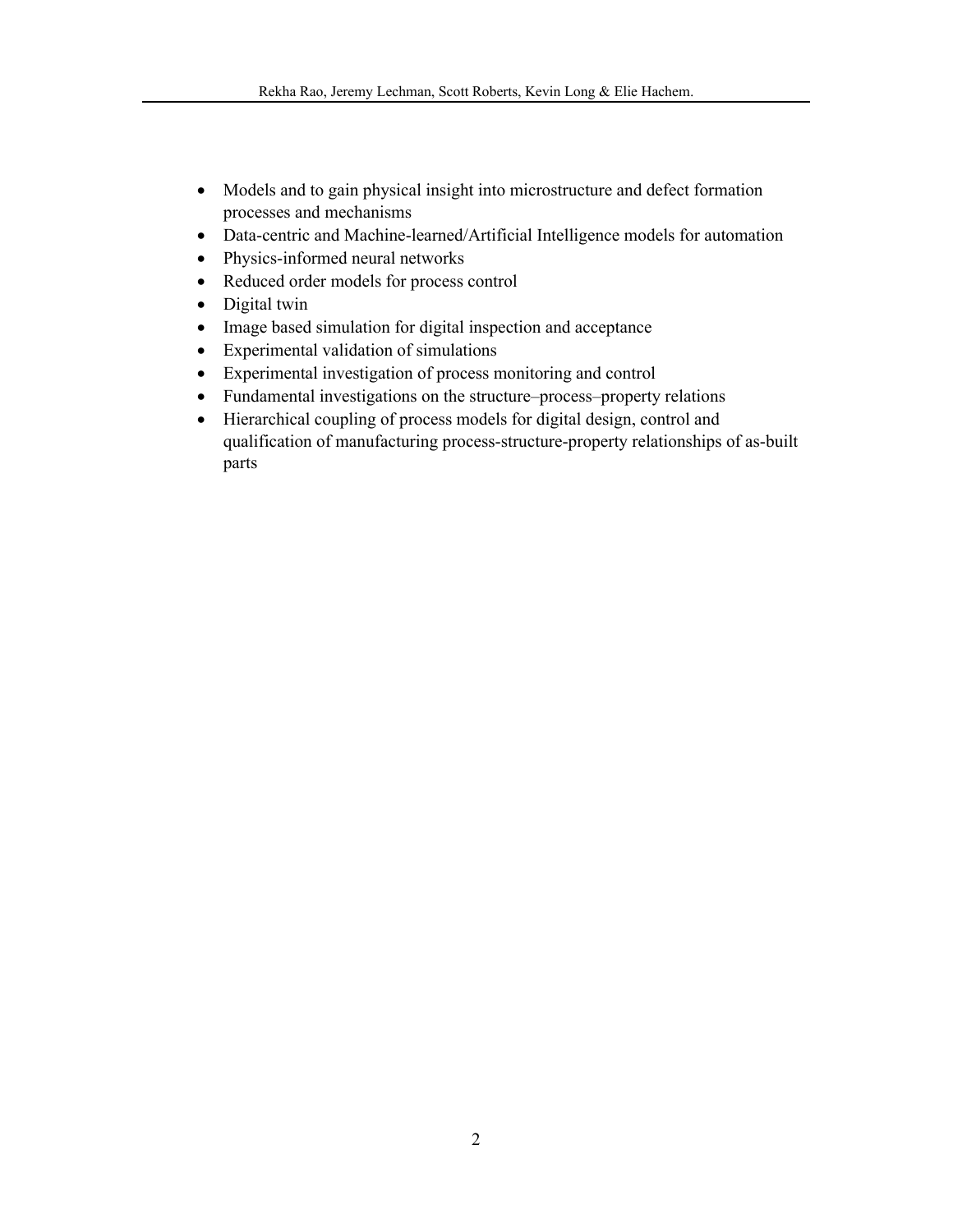- Models and to gain physical insight into microstructure and defect formation processes and mechanisms
- Data-centric and Machine-learned/Artificial Intelligence models for automation
- Physics-informed neural networks
- Reduced order models for process control
- Digital twin
- Image based simulation for digital inspection and acceptance
- Experimental validation of simulations
- Experimental investigation of process monitoring and control
- Fundamental investigations on the structure–process–property relations
- Hierarchical coupling of process models for digital design, control and qualification of manufacturing process-structure-property relationships of as-built parts